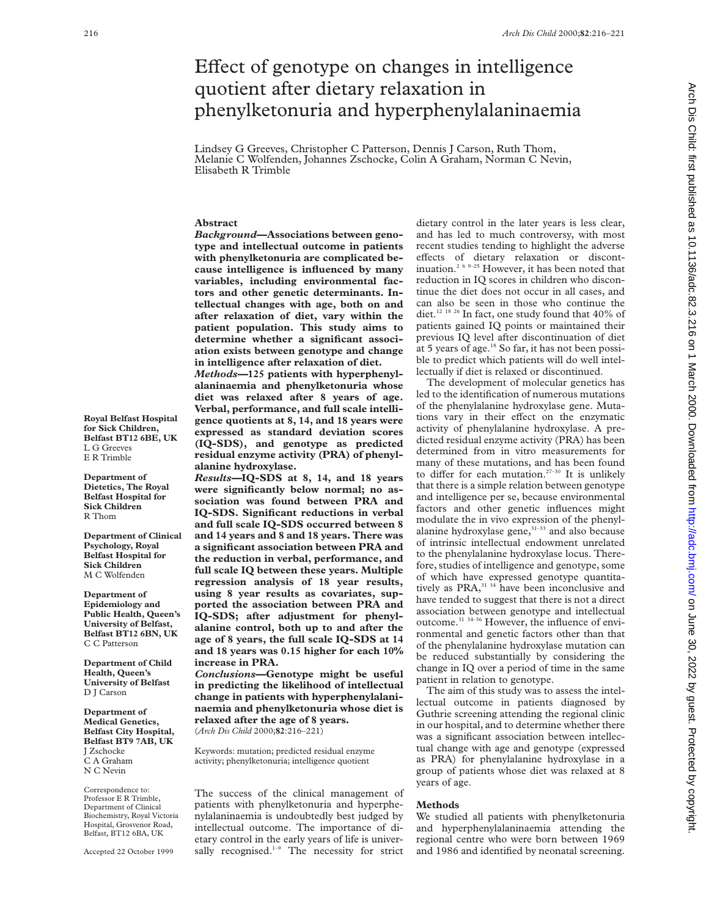# Effect of genotype on changes in intelligence quotient after dietary relaxation in phenylketonuria and hyperphenylalaninaemia

Lindsey G Greeves, Christopher C Patterson, Dennis J Carson, Ruth Thom, Melanie C Wolfenden, Johannes Zschocke, Colin A Graham, Norman C Nevin, Elisabeth R Trimble

**Royal Belfast Hospital for Sick Children, Belfast BT12 6BE, UK**
L G Greeves
E R Trimble

**Department of Dietetics, The Royal Belfast Hospital for Sick Children**
R Thom

**Department of Clinical Psychology, Royal Belfast Hospital for Sick Children**
M C Wolfenden

**Department of Epidemiology and Public Health, Queen's University of Belfast, Belfast BT12 6BN, UK**
C C Patterson

**Department of Child Health, Queen's University of Belfast**
D J Carson

**Department of Medical Genetics, Belfast City Hospital, Belfast BT9 7AB, UK**
J Zschocke
C A Graham
N C Nevin

Correspondence to: Professor E R Trimble, Department of Clinical Biochemistry, Royal Victoria Hospital, Grosvenor Road, Belfast, BT12 6BA, UK

Accepted 22 October 1999

## Abstract

***Background*—Associations between genotype and intellectual outcome in patients with phenylketonuria are complicated because intelligence is influenced by many variables, including environmental factors and other genetic determinants. Intellectual changes with age, both on and after relaxation of diet, vary within the patient population. This study aims to determine whether a significant association exists between genotype and change in intelligence after relaxation of diet.**

***Methods*—125 patients with hyperphenylalaninaemia and phenylketonuria whose diet was relaxed after 8 years of age. Verbal, performance, and full scale intelligence quotients at 8, 14, and 18 years were expressed as standard deviation scores (IQ-SDS), and genotype as predicted residual enzyme activity (PRA) of phenylalanine hydroxylase.**

***Results*—IQ-SDS at 8, 14, and 18 years were significantly below normal; no association was found between PRA and IQ-SDS. Significant reductions in verbal and full scale IQ-SDS occurred between 8 and 14 years and 8 and 18 years. There was a significant association between PRA and the reduction in verbal, performance, and full scale IQ between these years. Multiple regression analysis of 18 year results, using 8 year results as covariates, supported the association between PRA and IQ-SDS; after adjustment for phenylalanine control, both up to and after the age of 8 years, the full scale IQ-SDS at 14 and 18 years was 0.15 higher for each 10% increase in PRA.**

***Conclusions*—Genotype might be useful in predicting the likelihood of intellectual change in patients with hyperphenylalaninaemia and phenylketonuria whose diet is relaxed after the age of 8 years.**
(*Arch Dis Child* 2000;**82**:216–221)

Keywords: mutation; predicted residual enzyme activity; phenylketonuria; intelligence quotient

The success of the clinical management of patients with phenylketonuria and hyperphenylalaninaemia is undoubtedly best judged by intellectual outcome. The importance of dietary control in the early years of life is universally recognised.[1–9] The necessity for strict dietary control in the later years is less clear, and has led to much controversy, with most recent studies tending to highlight the adverse effects of dietary relaxation or discontinuation.[2 6 9–25] However, it has been noted that reduction in IQ scores in children who discontinue the diet does not occur in all cases, and can also be seen in those who continue the diet.[12 18 26] In fact, one study found that 40% of patients gained IQ points or maintained their previous IQ level after discontinuation of diet at 5 years of age.[18] So far, it has not been possible to predict which patients will do well intellectually if diet is relaxed or discontinued.

The development of molecular genetics has led to the identification of numerous mutations of the phenylalanine hydroxylase gene. Mutations vary in their effect on the enzymatic activity of phenylalanine hydroxylase. A predicted residual enzyme activity (PRA) has been determined from in vitro measurements for many of these mutations, and has been found to differ for each mutation.[27–30] It is unlikely that there is a simple relation between genotype and intelligence per se, because environmental factors and other genetic influences might modulate the in vivo expression of the phenylalanine hydroxylase gene,[31–33] and also because of intrinsic intellectual endowment unrelated to the phenylalanine hydroxylase locus. Therefore, studies of intelligence and genotype, some of which have expressed genotype quantitatively as PRA,[31 34] have been inconclusive and have tended to suggest that there is not a direct association between genotype and intellectual outcome.[31 34–36] However, the influence of environmental and genetic factors other than that of the phenylalanine hydroxylase mutation can be reduced substantially by considering the change in IQ over a period of time in the same patient in relation to genotype.

The aim of this study was to assess the intellectual outcome in patients diagnosed by Guthrie screening attending the regional clinic in our hospital, and to determine whether there was a significant association between intellectual change with age and genotype (expressed as PRA) for phenylalanine hydroxylase in a group of patients whose diet was relaxed at 8 years of age.

## Methods

We studied all patients with phenylketonuria and hyperphenylalaninaemia attending the regional centre who were born between 1969 and 1986 and identified by neonatal screening.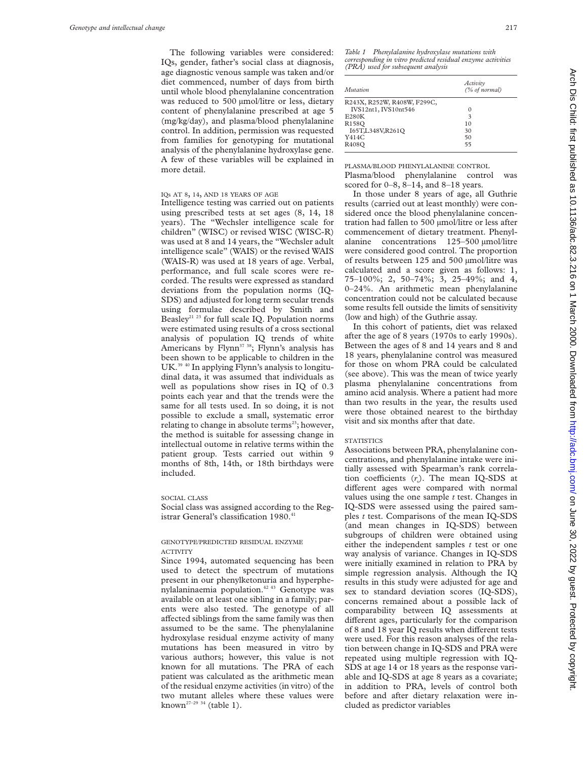The following variables were considered: IQs, gender, father's social class at diagnosis, age diagnostic venous sample was taken and/or diet commenced, number of days from birth until whole blood phenylalanine concentration was reduced to 500 µmol/litre or less, dietary content of phenylalanine prescribed at age 5 (mg/kg/day), and plasma/blood phenylalanine control. In addition, permission was requested from families for genotyping for mutational analysis of the phenylalanine hydroxylase gene. A few of these variables will be explained in more detail.

### IQs AT 8, 14, AND 18 YEARS OF AGE

Intelligence testing was carried out on patients using prescribed tests at set ages (8, 14, 18 years). The "Wechsler intelligence scale for children" (WISC) or revised WISC (WISC-R) was used at 8 and 14 years, the "Wechsler adult intelligence scale" (WAIS) or the revised WAIS (WAIS-R) was used at 18 years of age. Verbal, performance, and full scale scores were recorded. The results were expressed as standard deviations from the population norms (IQ-SDS) and adjusted for long term secular trends using formulae described by Smith and Beasley[21 23] for full scale IQ. Population norms were estimated using results of a cross sectional analysis of population IQ trends of white Americans by Flynn[37 38]; Flynn's analysis has been shown to be applicable to children in the UK.[39 40] In applying Flynn's analysis to longitudinal data, it was assumed that individuals as well as populations show rises in IQ of 0.3 points each year and that the trends were the same for all tests used. In so doing, it is not possible to exclude a small, systematic error relating to change in absolute terms[23]; however, the method is suitable for assessing change in intellectual outome in relative terms within the patient group. Tests carried out within 9 months of 8th, 14th, or 18th birthdays were included.

### SOCIAL CLASS

Social class was assigned according to the Registrar General's classification 1980.[41]

### GENOTYPE/PREDICTED RESIDUAL ENZYME ACTIVITY

Since 1994, automated sequencing has been used to detect the spectrum of mutations present in our phenylketonuria and hyperphenylalaninaemia population.[42 43] Genotype was available on at least one sibling in a family; parents were also tested. The genotype of all affected siblings from the same family was then assumed to be the same. The phenylalanine hydroxylase residual enzyme activity of many mutations has been measured in vitro by various authors; however, this value is not known for all mutations. The PRA of each patient was calculated as the arithmetic mean of the residual enzyme activities (in vitro) of the two mutant alleles where these values were known[27–29 34] (table 1).

*Table 1 Phenylalanine hydroxylase mutations with corresponding in vitro predicted residual enzyme activities (PRA) used for subsequent analysis*

| Mutation | Activity (% of normal) |
|---|---|
| R243X, R252W, R408W, F299C, IVS12nt1, IVS10nt546 | 0 |
| E280K | 3 |
| R158Q | 10 |
| I65T,L348V,R261Q | 30 |
| Y414C | 50 |
| R408Q | 55 |

### PLASMA/BLOOD PHENYLALANINE CONTROL

Plasma/blood phenylalanine control was scored for 0–8, 8–14, and 8–18 years.

In those under 8 years of age, all Guthrie results (carried out at least monthly) were considered once the blood phenylalanine concentration had fallen to 500 µmol/litre or less after commencement of dietary treatment. Phenylalanine concentrations 125–500 µmol/litre were considered good control. The proportion of results between 125 and 500 µmol/litre was calculated and a score given as follows: 1, 75–100%; 2, 50–74%; 3, 25–49%; and 4, 0–24%. An arithmetic mean phenylalanine concentration could not be calculated because some results fell outside the limits of sensitivity (low and high) of the Guthrie assay.

In this cohort of patients, diet was relaxed after the age of 8 years (1970s to early 1990s). Between the ages of 8 and 14 years and 8 and 18 years, phenylalanine control was measured for those on whom PRA could be calculated (see above). This was the mean of twice yearly plasma phenylalanine concentrations from amino acid analysis. Where a patient had more than two results in the year, the results used were those obtained nearest to the birthday visit and six months after that date.

### STATISTICS

Associations between PRA, phenylalanine concentrations, and phenylalanine intake were initially assessed with Spearman's rank correlation coefficients ($r_s$). The mean IQ-SDS at different ages were compared with normal values using the one sample *t* test. Changes in IQ-SDS were assessed using the paired samples *t* test. Comparisons of the mean IQ-SDS (and mean changes in IQ-SDS) between subgroups of children were obtained using either the independent samples *t* test or one way analysis of variance. Changes in IQ-SDS were initially examined in relation to PRA by simple regression analysis. Although the IQ results in this study were adjusted for age and sex to standard deviation scores (IQ-SDS), concerns remained about a possible lack of comparability between IQ assessments at different ages, particularly for the comparison of 8 and 18 year IQ results when different tests were used. For this reason analyses of the relation between change in IQ-SDS and PRA were repeated using multiple regression with IQ-SDS at age 14 or 18 years as the response variable and IQ-SDS at age 8 years as a covariate; in addition to PRA, levels of control both before and after dietary relaxation were included as predictor variables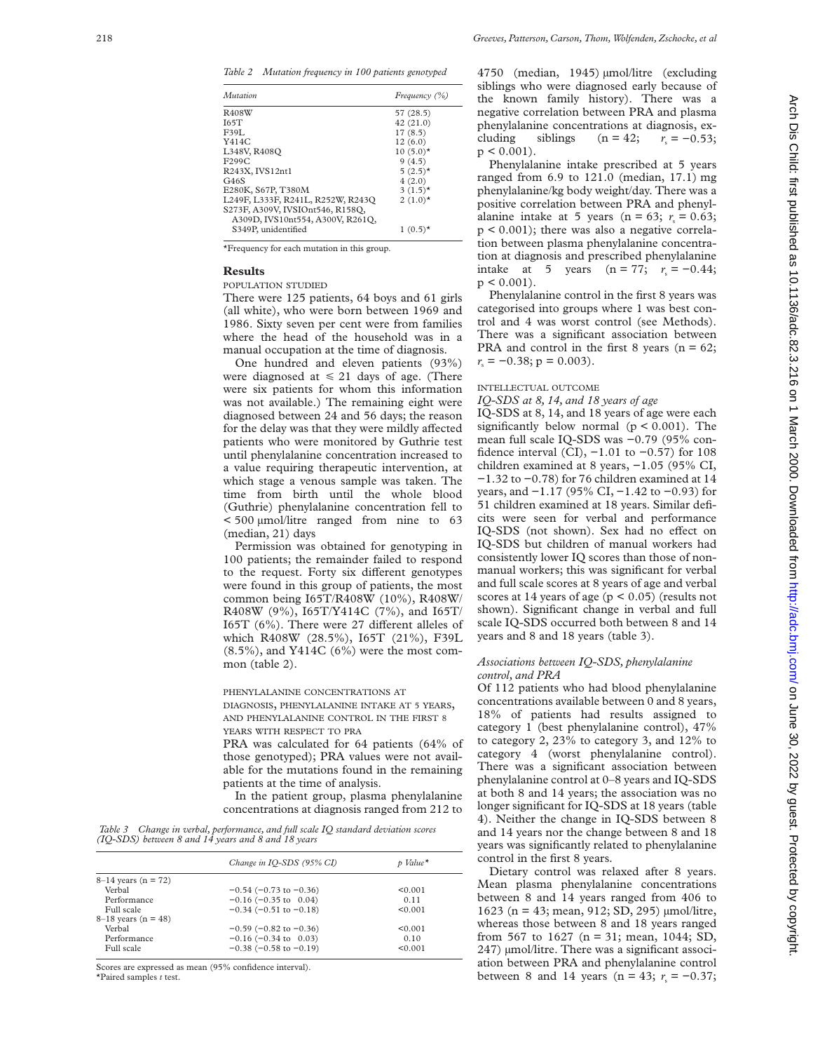*Table 2 Mutation frequency in 100 patients genotyped*

| *Mutation* | *Frequency (%)* |
|---|---|
| R408W | 57 (28.5) |
| I65T | 42 (21.0) |
| F39L | 17 (8.5) |
| Y414C | 12 (6.0) |
| L348V, R408Q | 10 (5.0)* |
| F299C | 9 (4.5) |
| R243X, IVS12nt1 | 5 (2.5)* |
| G46S | 4 (2.0) |
| E280K, S67P, T380M | 3 (1.5)* |
| L249F, L333F, R241L, R252W, R243Q | 2 (1.0)* |
| S273F, A309V, IVSIOnt546, R158Q, A309D, IVS10nt554, A300V, R261Q, S349P, unidentified | 1 (0.5)* |

*Frequency for each mutation in this group.

## Results

### POPULATION STUDIED

There were 125 patients, 64 boys and 61 girls (all white), who were born between 1969 and 1986. Sixty seven per cent were from families where the head of the household was in a manual occupation at the time of diagnosis.

One hundred and eleven patients (93%) were diagnosed at ≤ 21 days of age. (There were six patients for whom this information was not available.) The remaining eight were diagnosed between 24 and 56 days; the reason for the delay was that they were mildly affected patients who were monitored by Guthrie test until phenylalanine concentration increased to a value requiring therapeutic intervention, at which stage a venous sample was taken. The time from birth until the whole blood (Guthrie) phenylalanine concentration fell to < 500 μmol/litre ranged from nine to 63 (median, 21) days

Permission was obtained for genotyping in 100 patients; the remainder failed to respond to the request. Forty six different genotypes were found in this group of patients, the most common being I65T/R408W (10%), R408W/R408W (9%), I65T/Y414C (7%), and I65T/I65T (6%). There were 27 different alleles of which R408W (28.5%), I65T (21%), F39L (8.5%), and Y414C (6%) were the most common (table 2).

### PHENYLALANINE CONCENTRATIONS AT DIAGNOSIS, PHENYLALANINE INTAKE AT 5 YEARS, AND PHENYLALANINE CONTROL IN THE FIRST 8 YEARS WITH RESPECT TO PRA

PRA was calculated for 64 patients (64% of those genotyped); PRA values were not available for the mutations found in the remaining patients at the time of analysis.

In the patient group, plasma phenylalanine concentrations at diagnosis ranged from 212 to 4750 (median, 1945) μmol/litre (excluding siblings who were diagnosed early because of the known family history). There was a negative correlation between PRA and plasma phenylalanine concentrations at diagnosis, excluding siblings (n = 42; $r_s = -0.53$; $p < 0.001$).

Phenylalanine intake prescribed at 5 years ranged from 6.9 to 121.0 (median, 17.1) mg phenylalanine/kg body weight/day. There was a positive correlation between PRA and phenylalanine intake at 5 years (n = 63; $r_s = 0.63$; $p < 0.001$); there was also a negative correlation between plasma phenylalanine concentration at diagnosis and prescribed phenylalanine intake at 5 years (n = 77; $r_s = -0.44$; $p < 0.001$).

Phenylalanine control in the first 8 years was categorised into groups where 1 was best control and 4 was worst control (see Methods). There was a significant association between PRA and control in the first 8 years (n = 62; $r_s = -0.38$; $p = 0.003$).

### INTELLECTUAL OUTCOME

#### *IQ-SDS at 8, 14, and 18 years of age*

IQ-SDS at 8, 14, and 18 years of age were each significantly below normal ($p < 0.001$). The mean full scale IQ-SDS was −0.79 (95% confidence interval (CI), −1.01 to −0.57) for 108 children examined at 8 years, −1.05 (95% CI, −1.32 to −0.78) for 76 children examined at 14 years, and −1.17 (95% CI, −1.42 to −0.93) for 51 children examined at 18 years. Similar deficits were seen for verbal and performance IQ-SDS (not shown). Sex had no effect on IQ-SDS but children of manual workers had consistently lower IQ scores than those of non-manual workers; this was significant for verbal and full scale scores at 8 years of age and verbal scores at 14 years of age ($p < 0.05$) (results not shown). Significant change in verbal and full scale IQ-SDS occurred both between 8 and 14 years and 8 and 18 years (table 3).

*Table 3 Change in verbal, performance, and full scale IQ standard deviation scores (IQ-SDS) between 8 and 14 years and 8 and 18 years*

| | *Change in IQ-SDS (95% CI)* | *p Value** |
|---|---|---|
| 8–14 years (n = 72) | | |
| Verbal | −0.54 (−0.73 to −0.36) | <0.001 |
| Performance | −0.16 (−0.35 to 0.04) | 0.11 |
| Full scale | −0.34 (−0.51 to −0.18) | <0.001 |
| 8–18 years (n = 48) | | |
| Verbal | −0.59 (−0.82 to −0.36) | <0.001 |
| Performance | −0.16 (−0.34 to 0.03) | 0.10 |
| Full scale | −0.38 (−0.58 to −0.19) | <0.001 |

Scores are expressed as mean (95% confidence interval).
*Paired samples *t* test.

#### *Associations between IQ-SDS, phenylalanine control, and PRA*

Of 112 patients who had blood phenylalanine concentrations available between 0 and 8 years, 18% of patients had results assigned to category 1 (best phenylalanine control), 47% to category 2, 23% to category 3, and 12% to category 4 (worst phenylalanine control). There was a significant association between phenylalanine control at 0–8 years and IQ-SDS at both 8 and 14 years; the association was no longer significant for IQ-SDS at 18 years (table 4). Neither the change in IQ-SDS between 8 and 14 years nor the change between 8 and 18 years was significantly related to phenylalanine control in the first 8 years.

Dietary control was relaxed after 8 years. Mean plasma phenylalanine concentrations between 8 and 14 years ranged from 406 to 1623 (n = 43; mean, 912; SD, 295) μmol/litre, whereas those between 8 and 18 years ranged from 567 to 1627 (n = 31; mean, 1044; SD, 247) μmol/litre. There was a significant association between PRA and phenylalanine control between 8 and 14 years (n = 43; $r_s = -0.37$;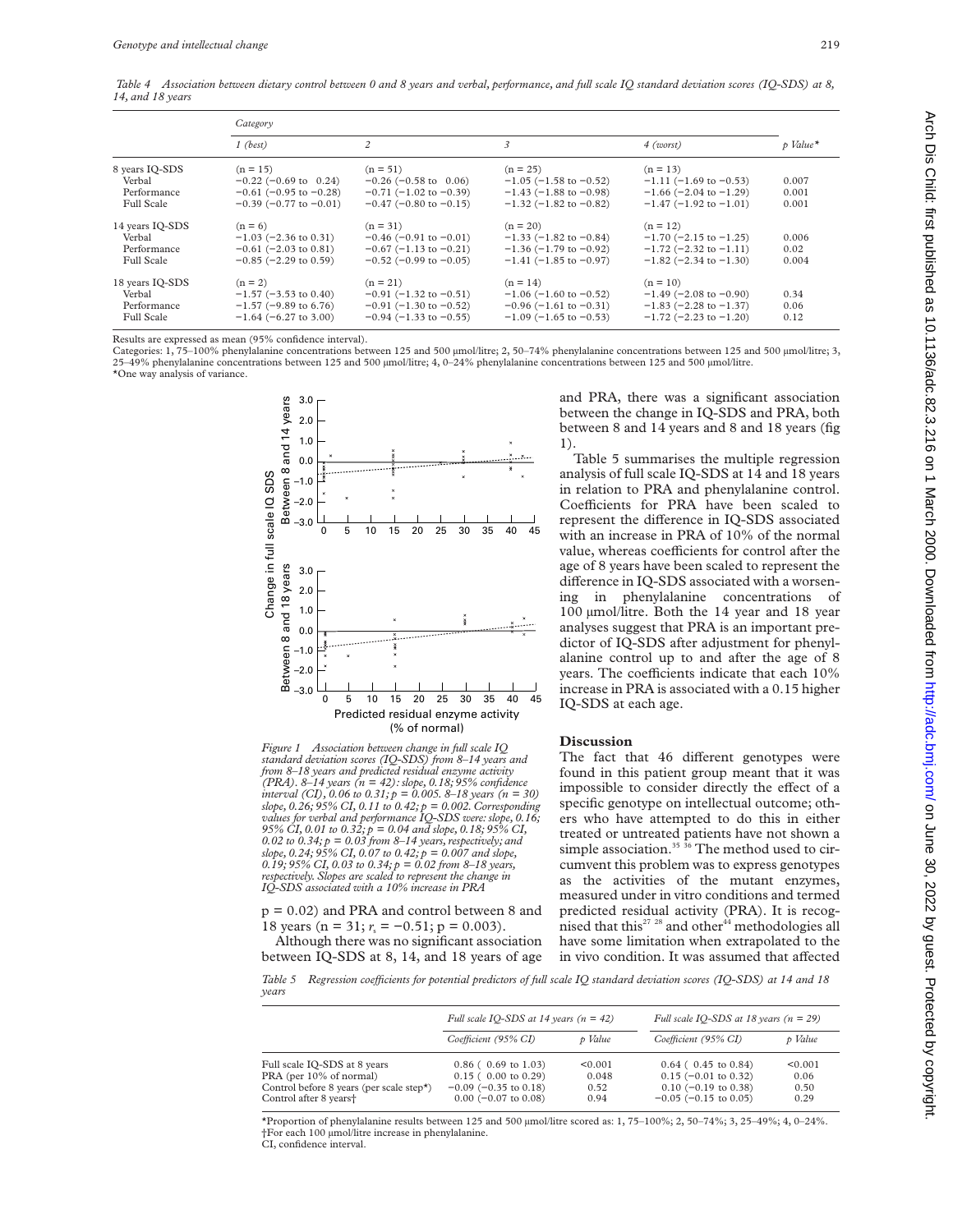*Table 4 Association between dietary control between 0 and 8 years and verbal, performance, and full scale IQ standard deviation scores (IQ-SDS) at 8, 14, and 18 years*

| | Category | | | | |
|---|---|---|---|---|---|
| | 1 (best) | 2 | 3 | 4 (worst) | p Value* |
| 8 years IQ-SDS | (n = 15) | (n = 51) | (n = 25) | (n = 13) | |
| Verbal | −0.22 (−0.69 to 0.24) | −0.26 (−0.58 to 0.06) | −1.05 (−1.58 to −0.52) | −1.11 (−1.69 to −0.53) | 0.007 |
| Performance | −0.61 (−0.95 to −0.28) | −0.71 (−1.02 to −0.39) | −1.43 (−1.88 to −0.98) | −1.66 (−2.04 to −1.29) | 0.001 |
| Full Scale | −0.39 (−0.77 to −0.01) | −0.47 (−0.80 to −0.15) | −1.32 (−1.82 to −0.82) | −1.47 (−1.92 to −1.01) | 0.001 |
| 14 years IQ-SDS | (n = 6) | (n = 31) | (n = 20) | (n = 12) | |
| Verbal | −1.03 (−2.36 to 0.31) | −0.46 (−0.91 to −0.01) | −1.33 (−1.82 to −0.84) | −1.70 (−2.15 to −1.25) | 0.006 |
| Performance | −0.61 (−2.03 to 0.81) | −0.67 (−1.13 to −0.21) | −1.36 (−1.79 to −0.92) | −1.72 (−2.32 to −1.11) | 0.02 |
| Full Scale | −0.85 (−2.29 to 0.59) | −0.52 (−0.99 to −0.05) | −1.41 (−1.85 to −0.97) | −1.82 (−2.34 to −1.30) | 0.004 |
| 18 years IQ-SDS | (n = 2) | (n = 21) | (n = 14) | (n = 10) | |
| Verbal | −1.57 (−3.53 to 0.40) | −0.91 (−1.32 to −0.51) | −1.06 (−1.60 to −0.52) | −1.49 (−2.08 to −0.90) | 0.34 |
| Performance | −1.57 (−9.89 to 6.76) | −0.91 (−1.30 to −0.52) | −0.96 (−1.61 to −0.31) | −1.83 (−2.28 to −1.37) | 0.06 |
| Full Scale | −1.64 (−6.27 to 3.00) | −0.94 (−1.33 to −0.55) | −1.09 (−1.65 to −0.53) | −1.72 (−2.23 to −1.20) | 0.12 |

Results are expressed as mean (95% confidence interval).
Categories: 1, 75–100% phenylalanine concentrations between 125 and 500 µmol/litre; 2, 50–74% phenylalanine concentrations between 125 and 500 µmol/litre; 3, 25–49% phenylalanine concentrations between 125 and 500 µmol/litre; 4, 0–24% phenylalanine concentrations between 125 and 500 µmol/litre.
*One way analysis of variance.

*Figure 1 Association between change in full scale IQ standard deviation scores (IQ-SDS) from 8–14 years and from 8–18 years and predicted residual enzyme activity (PRA). 8–14 years (n = 42): slope, 0.18; 95% confidence interval (CI), 0.06 to 0.31; p = 0.005. 8–18 years (n = 30) slope, 0.26; 95% CI, 0.11 to 0.42; p = 0.002. Corresponding values for verbal and performance IQ-SDS were: slope, 0.16; 95% CI, 0.01 to 0.32; p = 0.04 and slope, 0.18; 95% CI, 0.02 to 0.34; p = 0.03 from 8–14 years, respectively; and slope, 0.24; 95% CI, 0.07 to 0.42; p = 0.007 and slope, 0.19; 95% CI, 0.03 to 0.34; p = 0.02 from 8–18 years, respectively. Slopes are scaled to represent the change in IQ-SDS associated with a 10% increase in PRA*

$p = 0.02$) and PRA and control between 8 and 18 years ($n = 31$; $r_s = -0.51$; $p = 0.003$).

Although there was no significant association between IQ-SDS at 8, 14, and 18 years of age and PRA, there was a significant association between the change in IQ-SDS and PRA, both between 8 and 14 years and 8 and 18 years (fig 1).

Table 5 summarises the multiple regression analysis of full scale IQ-SDS at 14 and 18 years in relation to PRA and phenylalanine control. Coefficients for PRA have been scaled to represent the difference in IQ-SDS associated with an increase in PRA of 10% of the normal value, whereas coefficients for control after the age of 8 years have been scaled to represent the difference in IQ-SDS associated with a worsening in phenylalanine concentrations of 100 µmol/litre. Both the 14 year and 18 year analyses suggest that PRA is an important predictor of IQ-SDS after adjustment for phenylalanine control up to and after the age of 8 years. The coefficients indicate that each 10% increase in PRA is associated with a 0.15 higher IQ-SDS at each age.

## Discussion

The fact that 46 different genotypes were found in this patient group meant that it was impossible to consider directly the effect of a specific genotype on intellectual outcome; others who have attempted to do this in either treated or untreated patients have not shown a simple association.[35 36] The method used to circumvent this problem was to express genotypes as the activities of the mutant enzymes, measured under in vitro conditions and termed predicted residual activity (PRA). It is recognised that this[27 28] and other[44] methodologies all have some limitation when extrapolated to the in vivo condition. It was assumed that affected

*Table 5 Regression coefficients for potential predictors of full scale IQ standard deviation scores (IQ-SDS) at 14 and 18 years*

| | Full scale IQ-SDS at 14 years (n = 42) | | Full scale IQ-SDS at 18 years (n = 29) | |
|---|---|---|---|---|
| | Coefficient (95% CI) | p Value | Coefficient (95% CI) | p Value |
| Full scale IQ-SDS at 8 years | 0.86 ( 0.69 to 1.03) | <0.001 | 0.64 ( 0.45 to 0.84) | <0.001 |
| PRA (per 10% of normal) | 0.15 ( 0.00 to 0.29) | 0.048 | 0.15 (−0.01 to 0.32) | 0.06 |
| Control before 8 years (per scale step*) | −0.09 (−0.35 to 0.18) | 0.52 | 0.10 (−0.19 to 0.38) | 0.50 |
| Control after 8 years† | 0.00 (−0.07 to 0.08) | 0.94 | −0.05 (−0.15 to 0.05) | 0.29 |

*Proportion of phenylalanine results between 125 and 500 µmol/litre scored as: 1, 75–100%; 2, 50–74%; 3, 25–49%; 4, 0–24%.
†For each 100 µmol/litre increase in phenylalanine.
CI, confidence interval.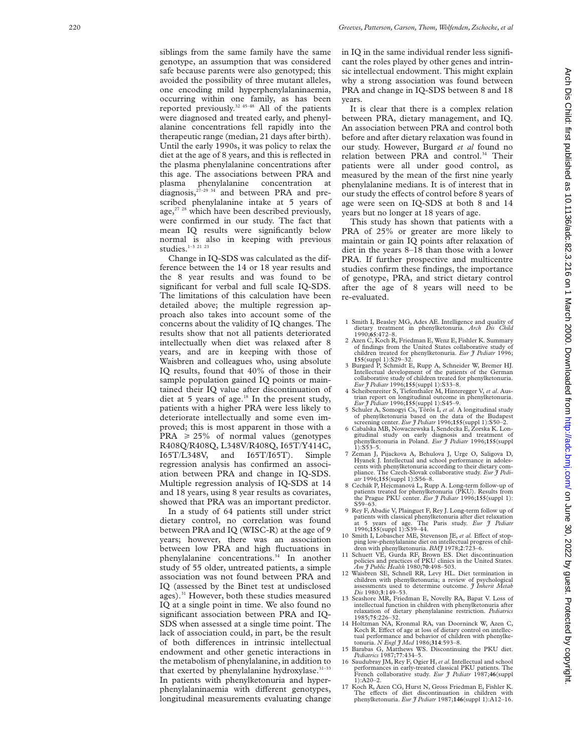siblings from the same family have the same genotype, an assumption that was considered safe because parents were also genotyped; this avoided the possibility of three mutant alleles, one encoding mild hyperphenylalaninaemia, occurring within one family, as has been reported previously.[32 45–48] All of the patients were diagnosed and treated early, and phenylalanine concentrations fell rapidly into the therapeutic range (median, 21 days after birth). Until the early 1990s, it was policy to relax the diet at the age of 8 years, and this is reflected in the plasma phenylalanine concentrations after this age. The associations between PRA and plasma phenylalanine concentration at diagnosis,[27–29 34] and between PRA and prescribed phenylalanine intake at 5 years of age,[27 28] which have been described previously, were confirmed in our study. The fact that mean IQ results were significantly below normal is also in keeping with previous studies.[1–3 21 23]

Change in IQ-SDS was calculated as the difference between the 14 or 18 year results and the 8 year results and was found to be significant for verbal and full scale IQ-SDS. The limitations of this calculation have been detailed above; the multiple regression approach also takes into account some of the concerns about the validity of IQ changes. The results show that not all patients deteriorated intellectually when diet was relaxed after 8 years, and are in keeping with those of Waisbren and colleagues who, using absolute IQ results, found that 40% of those in their sample population gained IQ points or maintained their IQ value after discontinuation of diet at 5 years of age.[18] In the present study, patients with a higher PRA were less likely to deteriorate intellectually and some even improved; this is most apparent in those with a PRA ≥ 25% of normal values (genotypes R408Q/R408Q, L348V/R408Q, I65T/Y414C, I65T/L348V, and I65T/I65T). Simple regression analysis has confirmed an association between PRA and change in IQ-SDS. Multiple regression analysis of IQ-SDS at 14 and 18 years, using 8 year results as covariates, showed that PRA was an important predictor.

In a study of 64 patients still under strict dietary control, no correlation was found between PRA and IQ (WISC-R) at the age of 9 years; however, there was an association between low PRA and high fluctuations in phenylalanine concentrations.[34] In another study of 55 older, untreated patients, a simple association was not found between PRA and IQ (assessed by the Binet test at undisclosed ages).[31] However, both these studies measured IQ at a single point in time. We also found no significant association between PRA and IQ-SDS when assessed at a single time point. The lack of association could, in part, be the result of both differences in intrinsic intellectual endowment and other genetic interactions in the metabolism of phenylalanine, in addition to that exerted by phenylalanine hydroxylase.[31–33] In patients with phenylketonuria and hyperphenylalaninaemia with different genotypes, longitudinal measurements evaluating change in IQ in the same individual render less significant the roles played by other genes and intrinsic intellectual endowment. This might explain why a strong association was found between PRA and change in IQ-SDS between 8 and 18 years.

It is clear that there is a complex relation between PRA, dietary management, and IQ. An association between PRA and control both before and after dietary relaxation was found in our study. However, Burgard *et al* found no relation between PRA and control.[34] Their patients were all under good control, as measured by the mean of the first nine yearly phenylalanine medians. It is of interest that in our study the effects of control before 8 years of age were seen on IQ-SDS at both 8 and 14 years but no longer at 18 years of age.

This study has shown that patients with a PRA of 25% or greater are more likely to maintain or gain IQ points after relaxation of diet in the years 8–18 than those with a lower PRA. If further prospective and multicentre studies confirm these findings, the importance of genotype, PRA, and strict dietary control after the age of 8 years will need to be re-evaluated.

1 Smith I, Beasley MG, Ades AE. Intelligence and quality of dietary treatment in phenylketonuria. *Arch Dis Child* 1990;**65**:472–8.
2 Azen C, Koch R, Friedman E, Wenz E, Fishler K. Summary of findings from the United States collaborative study of children treated for phenylketonuria. *Eur J Pediatr* 1996; **155**(suppl 1):S29–32.
3 Burgard P, Schmidt E, Rupp A, Schneider W, Bremer HJ. Intellectual development of the patients of the German collaborative study of children treated for phenylketonuria. *Eur J Pediatr* 1996;**155**(suppl 1):S33–8.
4 Scheibenreiter S, Tiefenthaler M, Hinteregger V, *et al*. Austrian report on longitudinal outcome in phenylketonuria. *Eur J Pediatr* 1996;**155**(suppl 1):S45–9.
5 Schuler A, Somogyi Cs, Törös I, *et al.* A longitudinal study of phenylketonuria based on the data of the Budapest screening center. *Eur J Pediatr* 1996;**155**(suppl 1):S50–2.
6 Cabalska MB, Nowaczewska I, Sendecka E, Zorska K. Longitudinal study on early diagnosis and treatment of phenylketonuria in Poland. *Eur J Pediatr* 1996;**155**(suppl 1):S53–5.
7 Zeman J, Pijackova A, Behulova J, Urge O, Saligova D, Hyanek J. Intellectual and school performance in adolescents with phenylketonuria according to their dietary compliance. The Czech-Slovak collaborative study. *Eur J Pediatr* 1996;**155**(suppl 1):S56–8.
8 Cechák P, Hejcmanová L, Rupp A. Long-term follow-up of patients treated for phenylketonuria (PKU). Results from the Prague PKU center. *Eur J Pediatr* 1996;**155**(suppl 1): S59–63.
9 Rey F, Abadie V, Plainguet F, Rey J. Long-term follow up of patients with classical phenylketonuria after diet relaxation at 5 years of age. The Paris study. *Eur J Pediatr* 1996;**155**(suppl 1):S39–44.
10 Smith I, Lobascher ME, Stevenson JE, *et al.* Effect of stopping low-phenylalanine diet on intellectual progress of children with phenylketonuria. *BMJ* 1978;**2**:723–6.
11 Schuett VE, Gurda RF, Brown ES. Diet discontinuation policies and practices of PKU clinics in the United States. *Am J Public Health* 1980;**70**:498–503.
12 Waisbren SE, Schnell RR, Levy HL. Diet termination in children with phenylketonuria; a review of psychological assessments used to determine outcome. *J Inherit Metab Dis* 1980;**3**:149–53.
13 Seashore MR, Friedman E, Novelly RA, Bapat V. Loss of intellectual function in children with phenylketonuria after relaxation of dietary phenylalanine restriction. *Pediatrics* 1985;**75**:226–32.
14 Holtzman NA, Kronmal RA, van Doorninck W, Azen C, Koch R. Effect of age at loss of dietary control on intellectual performance and behavior of children with phenylketonuria. *N Engl J Med* 1986;**314**:593–8.
15 Barabas G, Matthews WS. Discontinuing the PKU diet. *Pediatrics* 1987;**77**:434–5.
16 Saudubray JM, Rey F, Ogier H, *et al.* Intellectual and school performances in early-treated classical PKU patients. The French collaborative study. *Eur J Pediatr* 1987;**46**(suppl 1):A20–2.
17 Koch R, Azen CG, Hurst N, Gross Friedman E, Fishler K. The effects of diet discontinuation in children with phenylketonuria. *Eur J Pediatr* 1987;**146**(suppl 1):A12–16.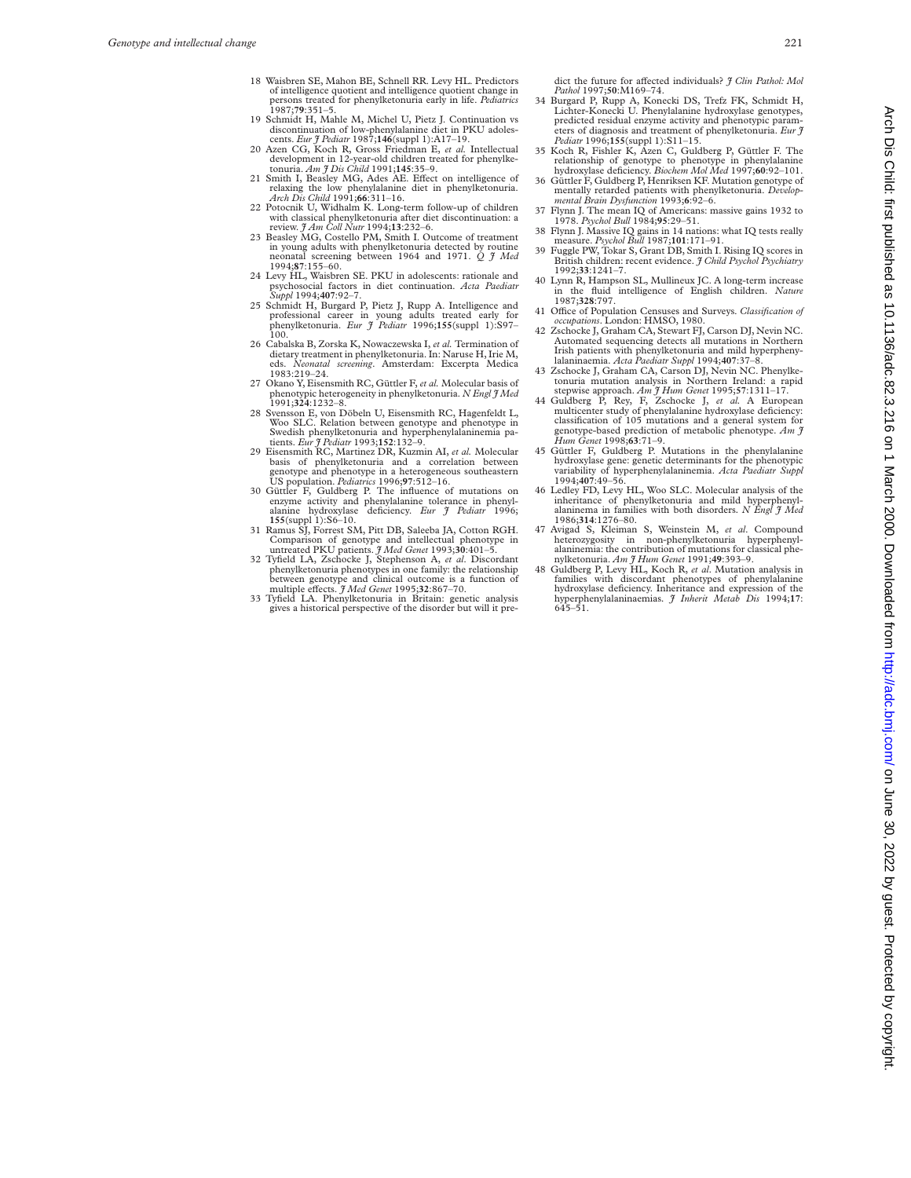18 Waisbren SE, Mahon BE, Schnell RR. Levy HL. Predictors of intelligence quotient and intelligence quotient change in persons treated for phenylketonuria early in life. *Pediatrics* 1987;**79**:351–5.

19 Schmidt H, Mahle M, Michel U, Pietz J. Continuation vs discontinuation of low-phenylalanine diet in PKU adolescents. *Eur J Pediatr* 1987;**146**(suppl 1):A17–19.

20 Azen CG, Koch R, Gross Friedman E, *et al.* Intellectual development in 12-year-old children treated for phenylketonuria. *Am J Dis Child* 1991;**145**:35–9.

21 Smith I, Beasley MG, Ades AE. Effect on intelligence of relaxing the low phenylalanine diet in phenylketonuria. *Arch Dis Child* 1991;**66**:311–16.

22 Potocnik U, Widhalm K. Long-term follow-up of children with classical phenylketonuria after diet discontinuation: a review. *J Am Coll Nutr* 1994;**13**:232–6.

23 Beasley MG, Costello PM, Smith I. Outcome of treatment in young adults with phenylketonuria detected by routine neonatal screening between 1964 and 1971. *Q J Med* 1994;**87**:155–60.

24 Levy HL, Waisbren SE. PKU in adolescents: rationale and psychosocial factors in diet continuation. *Acta Paediatr Suppl* 1994;**407**:92–7.

25 Schmidt H, Burgard P, Pietz J, Rupp A. Intelligence and professional career in young adults treated early for phenylketonuria. *Eur J Pediatr* 1996;**155**(suppl 1):S97–100.

26 Cabalska B, Zorska K, Nowaczewska I, *et al.* Termination of dietary treatment in phenylketonuria. In: Naruse H, Irie M, eds. *Neonatal screening*. Amsterdam: Excerpta Medica 1983:219–24.

27 Okano Y, Eisensmith RC, Güttler F, *et al.* Molecular basis of phenotypic heterogeneity in phenylketonuria. *N Engl J Med* 1991;**324**:1232–8.

28 Svensson E, von Döbeln U, Eisensmith RC, Hagenfeldt L, Woo SLC. Relation between genotype and phenotype in Swedish phenylketonuria and hyperphenylalaninemia patients. *Eur J Pediatr* 1993;**152**:132–9.

29 Eisensmith RC, Martinez DR, Kuzmin AI, *et al.* Molecular basis of phenylketonuria and a correlation between genotype and phenotype in a heterogeneous southeastern US population. *Pediatrics* 1996;**97**:512–16.

30 Güttler F, Guldberg P. The influence of mutations on enzyme activity and phenylalanine tolerance in phenylalanine hydroxylase deficiency. *Eur J Pediatr* 1996; **155**(suppl 1):S6–10.

31 Ramus SJ, Forrest SM, Pitt DB, Saleeba JA, Cotton RGH. Comparison of genotype and intellectual phenotype in untreated PKU patients. *J Med Genet* 1993;**30**:401–5.

32 Tyfield LA, Zschocke J, Stephenson A, *et al.* Discordant phenylketonuria phenotypes in one family: the relationship between genotype and clinical outcome is a function of multiple effects. *J Med Genet* 1995;**32**:867–70.

33 Tyfield LA. Phenylketonuria in Britain: genetic analysis gives a historical perspective of the disorder but will it predict the future for affected individuals? *J Clin Pathol: Mol Pathol* 1997;**50**:M169–74.

34 Burgard P, Rupp A, Konecki DS, Trefz FK, Schmidt H, Lichter-Konecki U. Phenylalanine hydroxylase genotypes, predicted residual enzyme activity and phenotypic parameters of diagnosis and treatment of phenylketonuria. *Eur J Pediatr* 1996;**155**(suppl 1):S11–15.

35 Koch R, Fishler K, Azen C, Guldberg P, Güttler F. The relationship of genotype to phenotype in phenylalanine hydroxylase deficiency. *Biochem Mol Med* 1997;**60**:92–101.

36 Güttler F, Guldberg P, Henriksen KF. Mutation genotype of mentally retarded patients with phenylketonuria. *Developmental Brain Dysfunction* 1993;**6**:92–6.

37 Flynn J. The mean IQ of Americans: massive gains 1932 to 1978. *Psychol Bull* 1984;**95**:29–51.

38 Flynn J. Massive IQ gains in 14 nations: what IQ tests really measure. *Psychol Bull* 1987;**101**:171–91.

39 Fuggle PW, Tokar S, Grant DB, Smith I. Rising IQ scores in British children: recent evidence. *J Child Psychol Psychiatry* 1992;**33**:1241–7.

40 Lynn R, Hampson SL, Mullineux JC. A long-term increase in the fluid intelligence of English children. *Nature* 1987;**328**:797.

41 Office of Population Censuses and Surveys. *Classification of occupations*. London: HMSO, 1980.

42 Zschocke J, Graham CA, Stewart FJ, Carson DJ, Nevin NC. Automated sequencing detects all mutations in Northern Irish patients with phenylketonuria and mild hyperphenylalaninaemia. *Acta Paediatr Suppl* 1994;**407**:37–8.

43 Zschocke J, Graham CA, Carson DJ, Nevin NC. Phenylketonuria mutation analysis in Northern Ireland: a rapid stepwise approach. *Am J Hum Genet* 1995;**57**:1311–17.

44 Guldberg P, Rey, F, Zschocke J, *et al.* A European multicenter study of phenylalanine hydroxylase deficiency: classification of 105 mutations and a general system for genotype-based prediction of metabolic phenotype. *Am J Hum Genet* 1998;**63**:71–9.

45 Güttler F, Guldberg P. Mutations in the phenylalanine hydroxylase gene: genetic determinants for the phenotypic variability of hyperphenylalaninemia. *Acta Paediatr Suppl* 1994;**407**:49–56.

46 Ledley FD, Levy HL, Woo SLC. Molecular analysis of the inheritance of phenylketonuria and mild hyperphenylalaninema in families with both disorders. *N Engl J Med* 1986;**314**:1276–80.

47 Avigad S, Kleiman S, Weinstein M, *et al*. Compound heterozygosity in non-phenylketonuria hyperphenylalaninemia: the contribution of mutations for classical phenylketonuria. *Am J Hum Genet* 1991;**49**:393–9.

48 Guldberg P, Levy HL, Koch R, *et al*. Mutation analysis in families with discordant phenotypes of phenylalanine hydroxylase deficiency. Inheritance and expression of the hyperphenylalaninaemias. *J Inherit Metab Dis* 1994;**17**: 645–51.